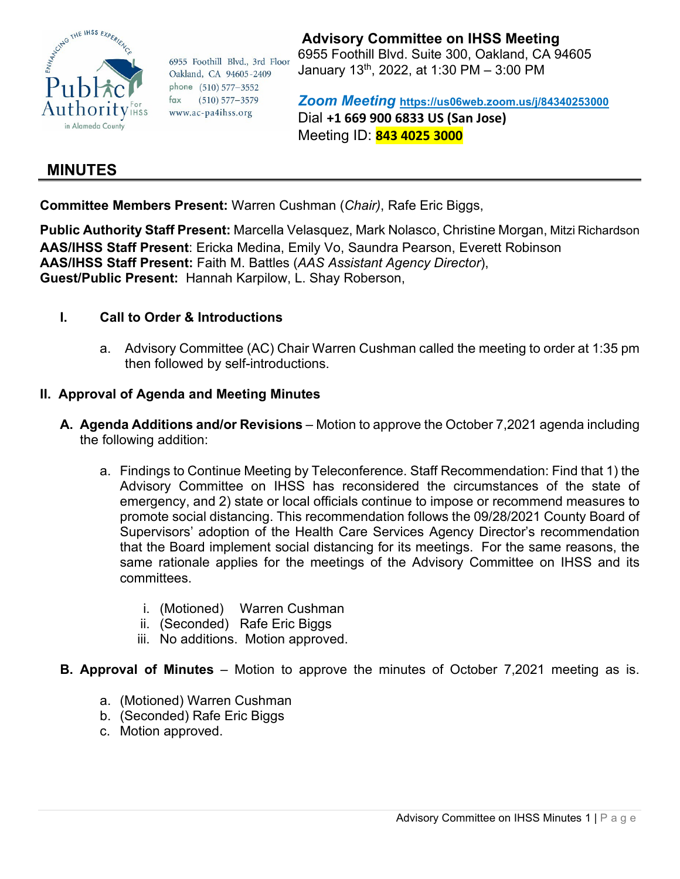6955 Foothill Blvd., 3rd Floor
Oakland, CA 94605-2409
phone (510) 577–3552
fax (510) 577–3579
www.ac-pa4ihss.org

**Advisory Committee on IHSS Meeting**
6955 Foothill Blvd. Suite 300, Oakland, CA 94605
January 13th, 2022, at 1:30 PM – 3:00 PM

***Zoom Meeting*** **https://us06web.zoom.us/j/84340253000**
Dial **+1 669 900 6833 US (San Jose)**
Meeting ID: **843 4025 3000**

# MINUTES

**Committee Members Present:** Warren Cushman (*Chair)*, Rafe Eric Biggs,

**Public Authority Staff Present:** Marcella Velasquez, Mark Nolasco, Christine Morgan, Mitzi Richardson
**AAS/IHSS Staff Present**: Ericka Medina, Emily Vo, Saundra Pearson, Everett Robinson
**AAS/IHSS Staff Present:** Faith M. Battles (*AAS Assistant Agency Director*),
**Guest/Public Present:** Hannah Karpilow, L. Shay Roberson,

## I. Call to Order & Introductions

a. Advisory Committee (AC) Chair Warren Cushman called the meeting to order at 1:35 pm then followed by self-introductions.

## II. Approval of Agenda and Meeting Minutes

**A. Agenda Additions and/or Revisions** – Motion to approve the October 7,2021 agenda including the following addition:

a. Findings to Continue Meeting by Teleconference. Staff Recommendation: Find that 1) the Advisory Committee on IHSS has reconsidered the circumstances of the state of emergency, and 2) state or local officials continue to impose or recommend measures to promote social distancing. This recommendation follows the 09/28/2021 County Board of Supervisors' adoption of the Health Care Services Agency Director's recommendation that the Board implement social distancing for its meetings. For the same reasons, the same rationale applies for the meetings of the Advisory Committee on IHSS and its committees.

   i. (Motioned) Warren Cushman
   ii. (Seconded) Rafe Eric Biggs
   iii. No additions. Motion approved.

**B. Approval of Minutes** – Motion to approve the minutes of October 7,2021 meeting as is.

a. (Motioned) Warren Cushman
b. (Seconded) Rafe Eric Biggs
c. Motion approved.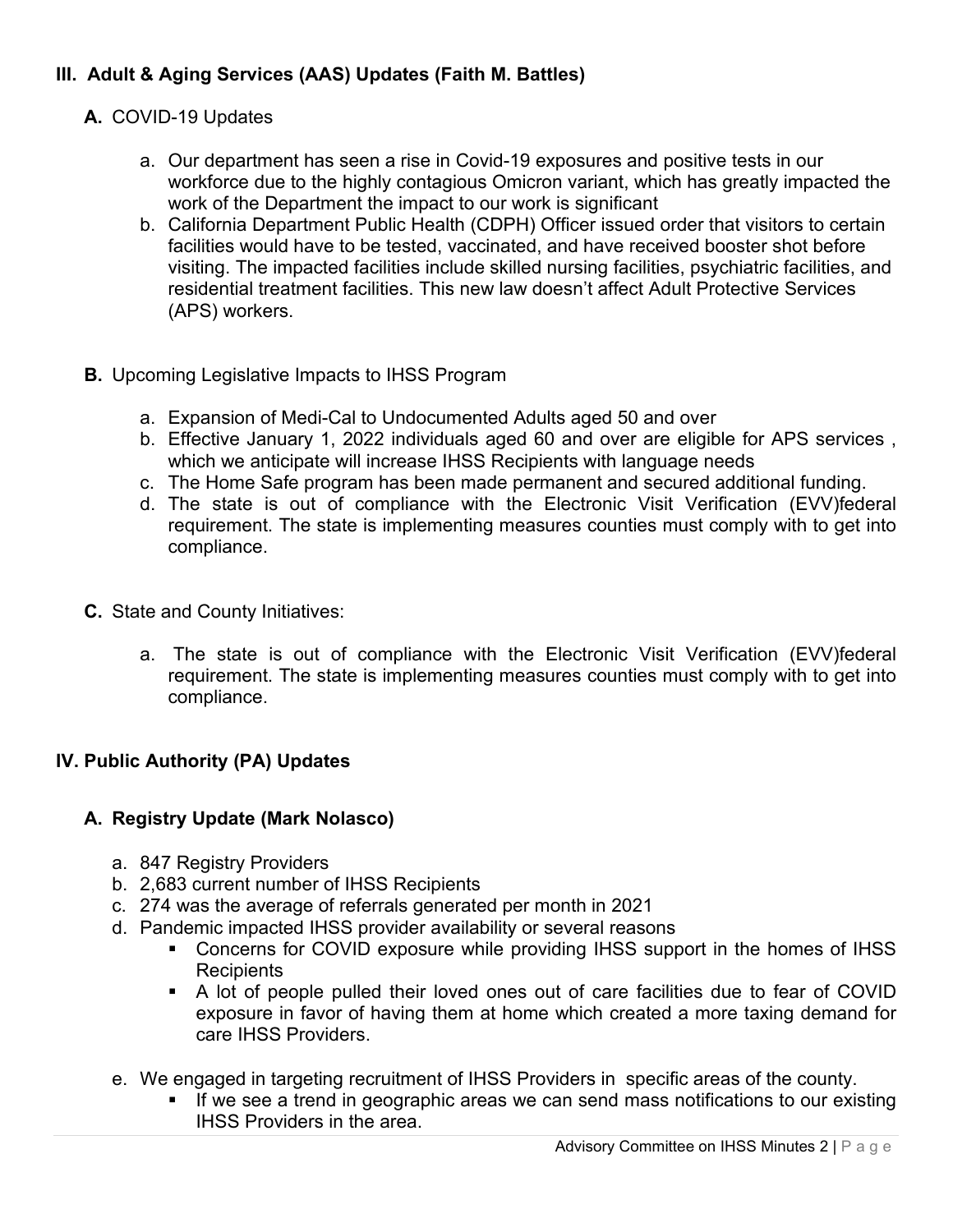## III. Adult & Aging Services (AAS) Updates (Faith M. Battles)

**A.** COVID-19 Updates

a. Our department has seen a rise in Covid-19 exposures and positive tests in our workforce due to the highly contagious Omicron variant, which has greatly impacted the work of the Department the impact to our work is significant

b. California Department Public Health (CDPH) Officer issued order that visitors to certain facilities would have to be tested, vaccinated, and have received booster shot before visiting. The impacted facilities include skilled nursing facilities, psychiatric facilities, and residential treatment facilities. This new law doesn't affect Adult Protective Services (APS) workers.

**B.** Upcoming Legislative Impacts to IHSS Program

a. Expansion of Medi-Cal to Undocumented Adults aged 50 and over

b. Effective January 1, 2022 individuals aged 60 and over are eligible for APS services , which we anticipate will increase IHSS Recipients with language needs

c. The Home Safe program has been made permanent and secured additional funding.

d. The state is out of compliance with the Electronic Visit Verification (EVV)federal requirement. The state is implementing measures counties must comply with to get into compliance.

**C.** State and County Initiatives:

a. The state is out of compliance with the Electronic Visit Verification (EVV)federal requirement. The state is implementing measures counties must comply with to get into compliance.

## IV. Public Authority (PA) Updates

### A. Registry Update (Mark Nolasco)

a. 847 Registry Providers

b. 2,683 current number of IHSS Recipients

c. 274 was the average of referrals generated per month in 2021

d. Pandemic impacted IHSS provider availability or several reasons
   - Concerns for COVID exposure while providing IHSS support in the homes of IHSS Recipients
   - A lot of people pulled their loved ones out of care facilities due to fear of COVID exposure in favor of having them at home which created a more taxing demand for care IHSS Providers.

e. We engaged in targeting recruitment of IHSS Providers in specific areas of the county.
   - If we see a trend in geographic areas we can send mass notifications to our existing IHSS Providers in the area.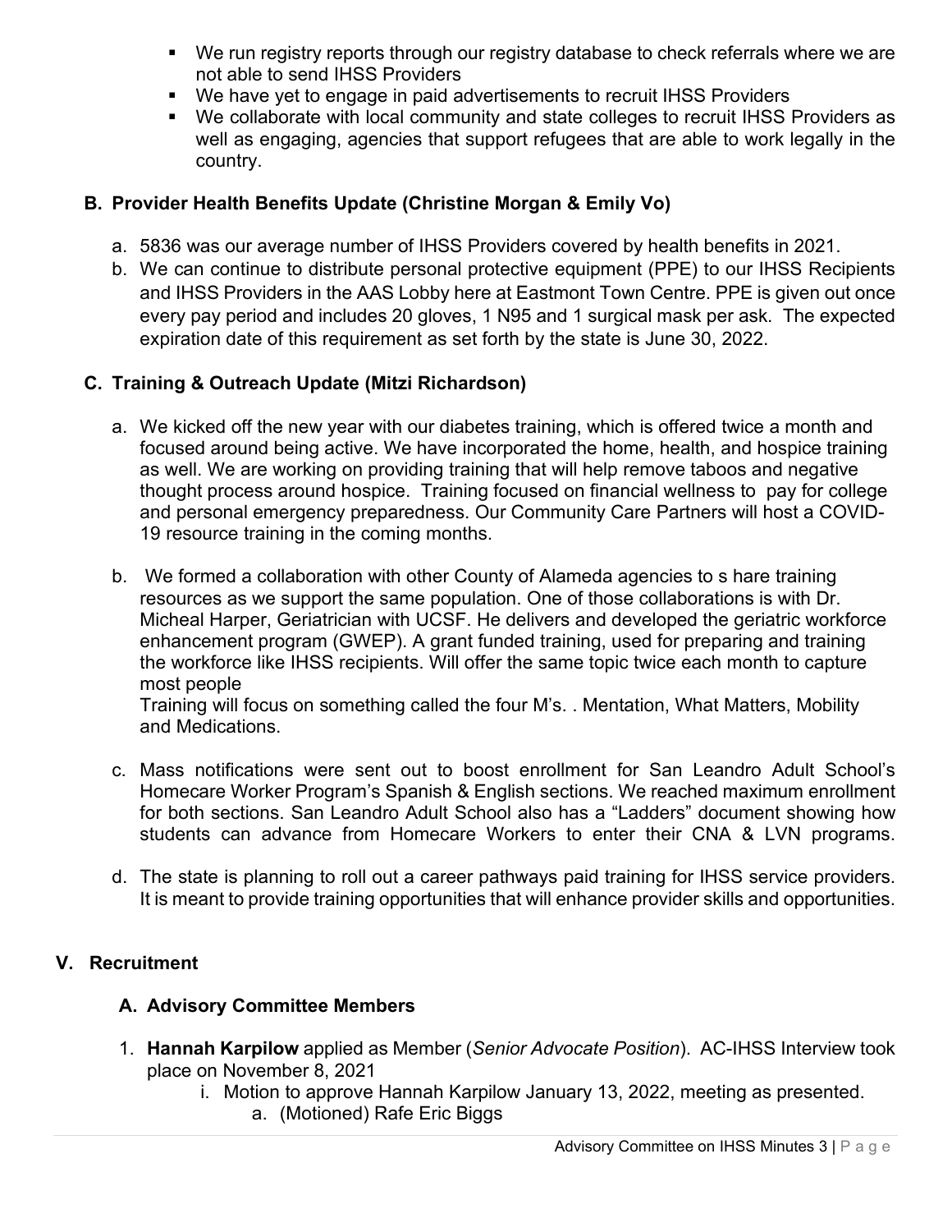- We run registry reports through our registry database to check referrals where we are not able to send IHSS Providers
- We have yet to engage in paid advertisements to recruit IHSS Providers
- We collaborate with local community and state colleges to recruit IHSS Providers as well as engaging, agencies that support refugees that are able to work legally in the country.

### B. Provider Health Benefits Update (Christine Morgan & Emily Vo)

a. 5836 was our average number of IHSS Providers covered by health benefits in 2021.

b. We can continue to distribute personal protective equipment (PPE) to our IHSS Recipients and IHSS Providers in the AAS Lobby here at Eastmont Town Centre. PPE is given out once every pay period and includes 20 gloves, 1 N95 and 1 surgical mask per ask. The expected expiration date of this requirement as set forth by the state is June 30, 2022.

### C. Training & Outreach Update (Mitzi Richardson)

a. We kicked off the new year with our diabetes training, which is offered twice a month and focused around being active. We have incorporated the home, health, and hospice training as well. We are working on providing training that will help remove taboos and negative thought process around hospice. Training focused on financial wellness to pay for college and personal emergency preparedness. Our Community Care Partners will host a COVID-19 resource training in the coming months.

b. We formed a collaboration with other County of Alameda agencies to s hare training resources as we support the same population. One of those collaborations is with Dr. Micheal Harper, Geriatrician with UCSF. He delivers and developed the geriatric workforce enhancement program (GWEP). A grant funded training, used for preparing and training the workforce like IHSS recipients. Will offer the same topic twice each month to capture most people
Training will focus on something called the four M's. . Mentation, What Matters, Mobility and Medications.

c. Mass notifications were sent out to boost enrollment for San Leandro Adult School's Homecare Worker Program's Spanish & English sections. We reached maximum enrollment for both sections. San Leandro Adult School also has a "Ladders" document showing how students can advance from Homecare Workers to enter their CNA & LVN programs.

d. The state is planning to roll out a career pathways paid training for IHSS service providers. It is meant to provide training opportunities that will enhance provider skills and opportunities.

## V. Recruitment

### A. Advisory Committee Members

1. **Hannah Karpilow** applied as Member (*Senior Advocate Position*). AC-IHSS Interview took place on November 8, 2021
   i. Motion to approve Hannah Karpilow January 13, 2022, meeting as presented.
      a. (Motioned) Rafe Eric Biggs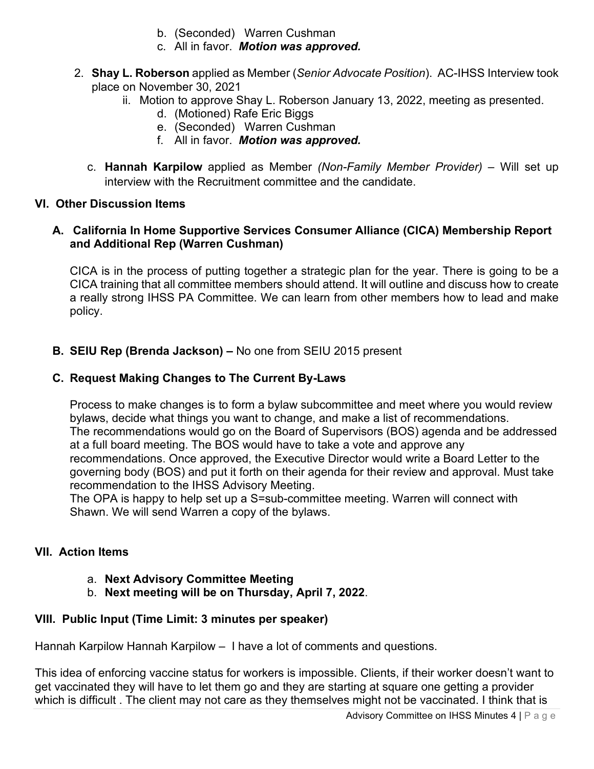b. (Seconded) Warren Cushman
c. All in favor. ***Motion was approved.***

2. **Shay L. Roberson** applied as Member (*Senior Advocate Position*). AC-IHSS Interview took place on November 30, 2021
   ii. Motion to approve Shay L. Roberson January 13, 2022, meeting as presented.
      d. (Motioned) Rafe Eric Biggs
      e. (Seconded) Warren Cushman
      f. All in favor. ***Motion was approved.***

c. **Hannah Karpilow** applied as Member *(Non-Family Member Provider)* – Will set up interview with the Recruitment committee and the candidate.

## VI. Other Discussion Items

### A. California In Home Supportive Services Consumer Alliance (CICA) Membership Report and Additional Rep (Warren Cushman)

CICA is in the process of putting together a strategic plan for the year. There is going to be a CICA training that all committee members should attend. It will outline and discuss how to create a really strong IHSS PA Committee. We can learn from other members how to lead and make policy.

### B. SEIU Rep (Brenda Jackson) – No one from SEIU 2015 present

### C. Request Making Changes to The Current By-Laws

Process to make changes is to form a bylaw subcommittee and meet where you would review bylaws, decide what things you want to change, and make a list of recommendations. The recommendations would go on the Board of Supervisors (BOS) agenda and be addressed at a full board meeting. The BOS would have to take a vote and approve any recommendations. Once approved, the Executive Director would write a Board Letter to the governing body (BOS) and put it forth on their agenda for their review and approval. Must take recommendation to the IHSS Advisory Meeting.
The OPA is happy to help set up a S=sub-committee meeting. Warren will connect with Shawn. We will send Warren a copy of the bylaws.

## VII. Action Items

a. **Next Advisory Committee Meeting**
b. **Next meeting will be on Thursday, April 7, 2022**.

## VIII. Public Input (Time Limit: 3 minutes per speaker)

Hannah Karpilow Hannah Karpilow – I have a lot of comments and questions.

This idea of enforcing vaccine status for workers is impossible. Clients, if their worker doesn't want to get vaccinated they will have to let them go and they are starting at square one getting a provider which is difficult . The client may not care as they themselves might not be vaccinated. I think that is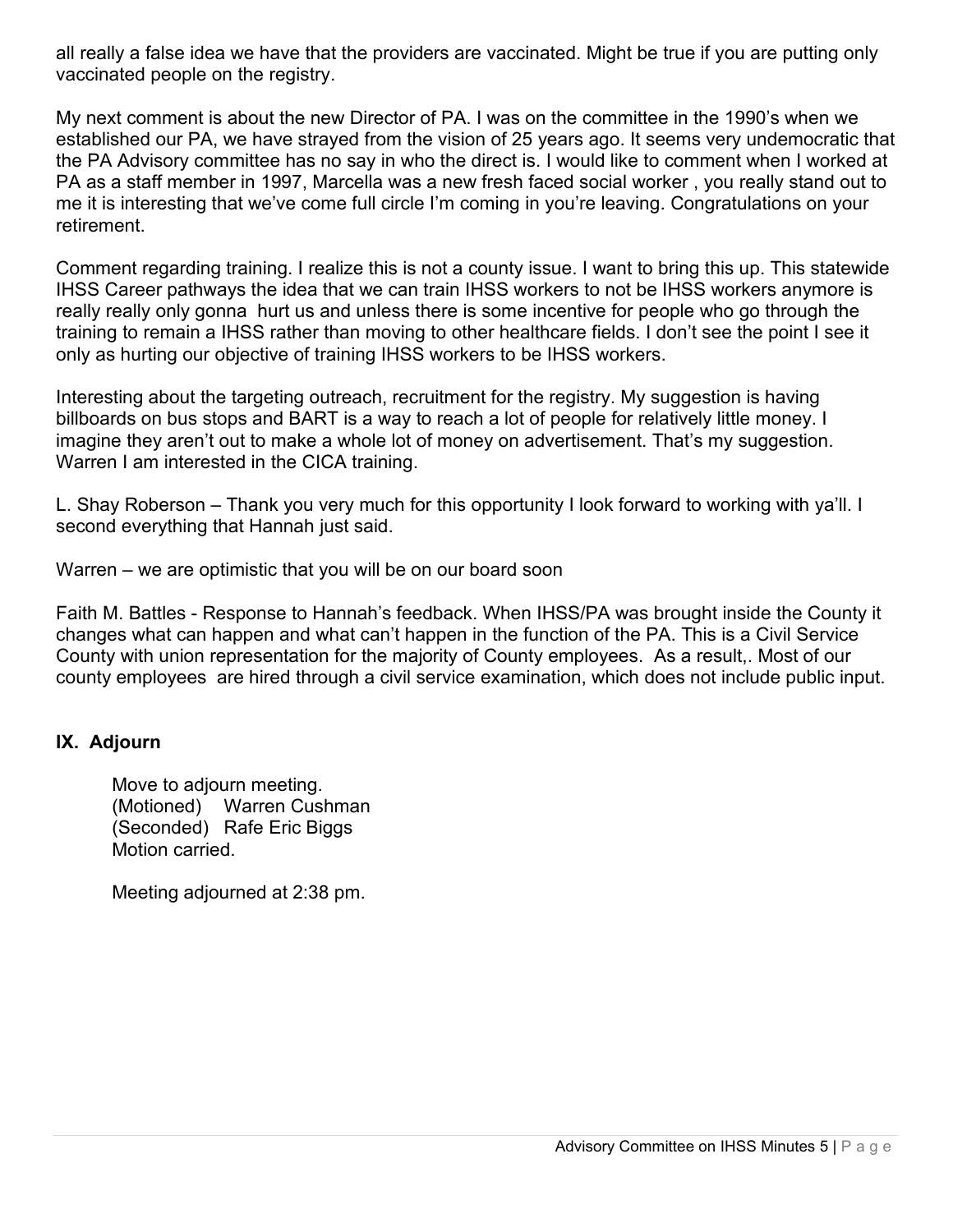all really a false idea we have that the providers are vaccinated. Might be true if you are putting only vaccinated people on the registry.

My next comment is about the new Director of PA. I was on the committee in the 1990's when we established our PA, we have strayed from the vision of 25 years ago. It seems very undemocratic that the PA Advisory committee has no say in who the direct is. I would like to comment when I worked at PA as a staff member in 1997, Marcella was a new fresh faced social worker , you really stand out to me it is interesting that we've come full circle I'm coming in you're leaving. Congratulations on your retirement.

Comment regarding training. I realize this is not a county issue. I want to bring this up. This statewide IHSS Career pathways the idea that we can train IHSS workers to not be IHSS workers anymore is really really only gonna hurt us and unless there is some incentive for people who go through the training to remain a IHSS rather than moving to other healthcare fields. I don't see the point I see it only as hurting our objective of training IHSS workers to be IHSS workers.

Interesting about the targeting outreach, recruitment for the registry. My suggestion is having billboards on bus stops and BART is a way to reach a lot of people for relatively little money. I imagine they aren't out to make a whole lot of money on advertisement. That's my suggestion. Warren I am interested in the CICA training.

L. Shay Roberson – Thank you very much for this opportunity I look forward to working with ya'll. I second everything that Hannah just said.

Warren – we are optimistic that you will be on our board soon

Faith M. Battles - Response to Hannah's feedback. When IHSS/PA was brought inside the County it changes what can happen and what can't happen in the function of the PA. This is a Civil Service County with union representation for the majority of County employees. As a result,. Most of our county employees are hired through a civil service examination, which does not include public input.

## IX. Adjourn

Move to adjourn meeting.
(Motioned) Warren Cushman
(Seconded) Rafe Eric Biggs
Motion carried.

Meeting adjourned at 2:38 pm.